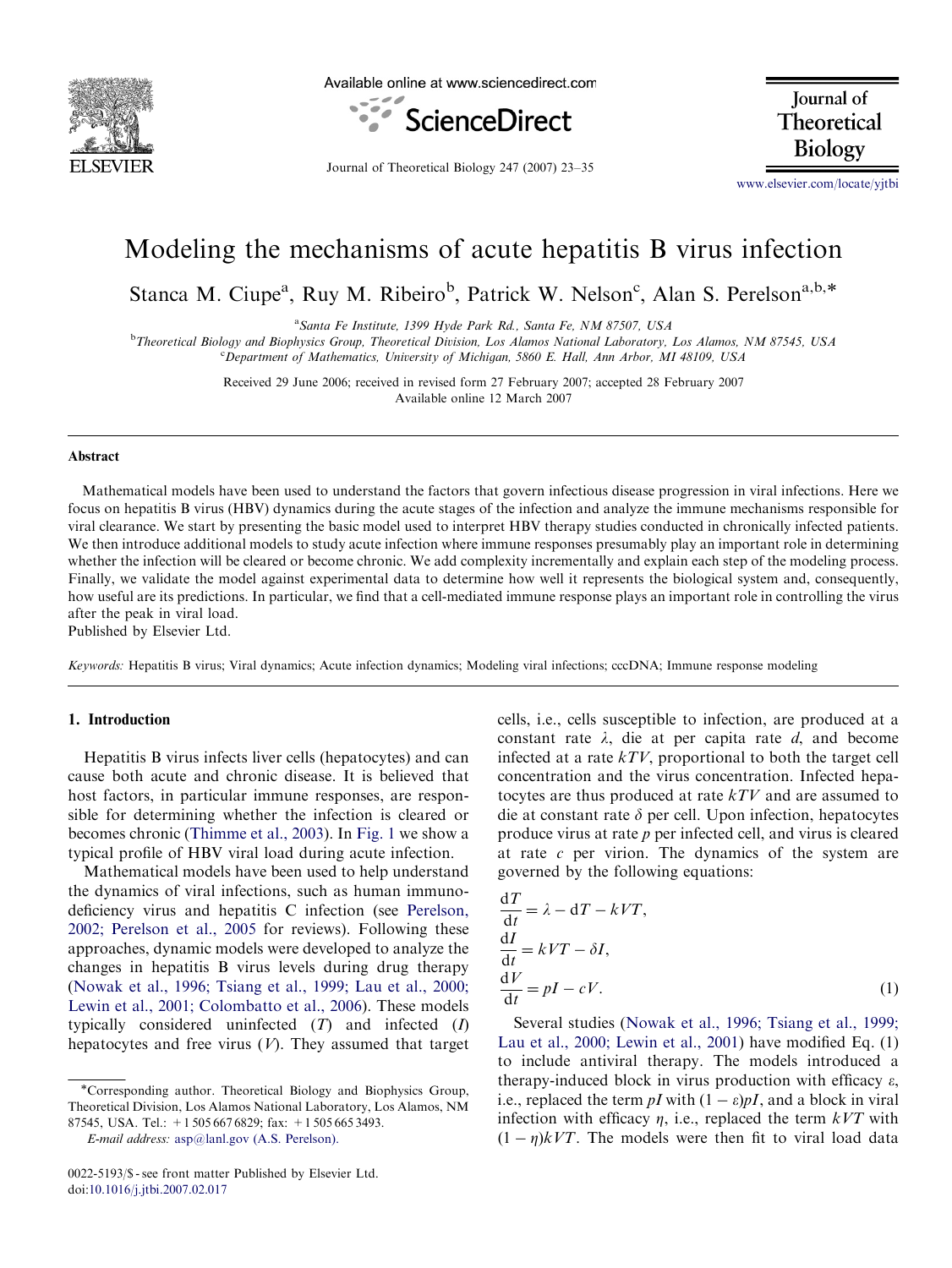# Modeling the mechanisms of acute hepatitis B virus infection

Stanca M. Ciupe[a], Ruy M. Ribeiro[b], Patrick W. Nelson[c], Alan S. Perelson[a,b,*]

[a] Santa Fe Institute, 1399 Hyde Park Rd., Santa Fe, NM 87507, USA

[b] Theoretical Biology and Biophysics Group, Theoretical Division, Los Alamos National Laboratory, Los Alamos, NM 87545, USA

[c] Department of Mathematics, University of Michigan, 5860 E. Hall, Ann Arbor, MI 48109, USA

Received 29 June 2006; received in revised form 27 February 2007; accepted 28 February 2007
Available online 12 March 2007

## Abstract

Mathematical models have been used to understand the factors that govern infectious disease progression in viral infections. Here we focus on hepatitis B virus (HBV) dynamics during the acute stages of the infection and analyze the immune mechanisms responsible for viral clearance. We start by presenting the basic model used to interpret HBV therapy studies conducted in chronically infected patients. We then introduce additional models to study acute infection where immune responses presumably play an important role in determining whether the infection will be cleared or become chronic. We add complexity incrementally and explain each step of the modeling process. Finally, we validate the model against experimental data to determine how well it represents the biological system and, consequently, how useful are its predictions. In particular, we find that a cell-mediated immune response plays an important role in controlling the virus after the peak in viral load.

Published by Elsevier Ltd.

*Keywords:* Hepatitis B virus; Viral dynamics; Acute infection dynamics; Modeling viral infections; cccDNA; Immune response modeling

## 1. Introduction

Hepatitis B virus infects liver cells (hepatocytes) and can cause both acute and chronic disease. It is believed that host factors, in particular immune responses, are responsible for determining whether the infection is cleared or becomes chronic (Thimme et al., 2003). In Fig. 1 we show a typical profile of HBV viral load during acute infection.

Mathematical models have been used to help understand the dynamics of viral infections, such as human immunodeficiency virus and hepatitis C infection (see Perelson, 2002; Perelson et al., 2005 for reviews). Following these approaches, dynamic models were developed to analyze the changes in hepatitis B virus levels during drug therapy (Nowak et al., 1996; Tsiang et al., 1999; Lau et al., 2000; Lewin et al., 2001; Colombatto et al., 2006). These models typically considered uninfected ($T$) and infected ($I$) hepatocytes and free virus ($V$). They assumed that target cells, i.e., cells susceptible to infection, are produced at a constant rate $\lambda$, die at per capita rate $d$, and become infected at a rate $kTV$, proportional to both the target cell concentration and the virus concentration. Infected hepatocytes are thus produced at rate $kTV$ and are assumed to die at constant rate $\delta$ per cell. Upon infection, hepatocytes produce virus at rate $p$ per infected cell, and virus is cleared at rate $c$ per virion. The dynamics of the system are governed by the following equations:

$$\frac{dT}{dt} = \lambda - dT - kVT,$$
$$\frac{dI}{dt} = kVT - \delta I,$$
$$\frac{dV}{dt} = pI - cV. \tag{1}$$

Several studies (Nowak et al., 1996; Tsiang et al., 1999; Lau et al., 2000; Lewin et al., 2001) have modified Eq. (1) to include antiviral therapy. The models introduced a therapy-induced block in virus production with efficacy $\varepsilon$, i.e., replaced the term $pI$ with $(1-\varepsilon)pI$, and a block in viral infection with efficacy $\eta$, i.e., replaced the term $kVT$ with $(1-\eta)kVT$. The models were then fit to viral load data

*Corresponding author. Theoretical Biology and Biophysics Group, Theoretical Division, Los Alamos National Laboratory, Los Alamos, NM 87545, USA. Tel.: +1 505 667 6829; fax: +1 505 665 3493.

*E-mail address:* asp@lanl.gov (A.S. Perelson).

0022-5193/$ - see front matter Published by Elsevier Ltd.
doi:10.1016/j.jtbi.2007.02.017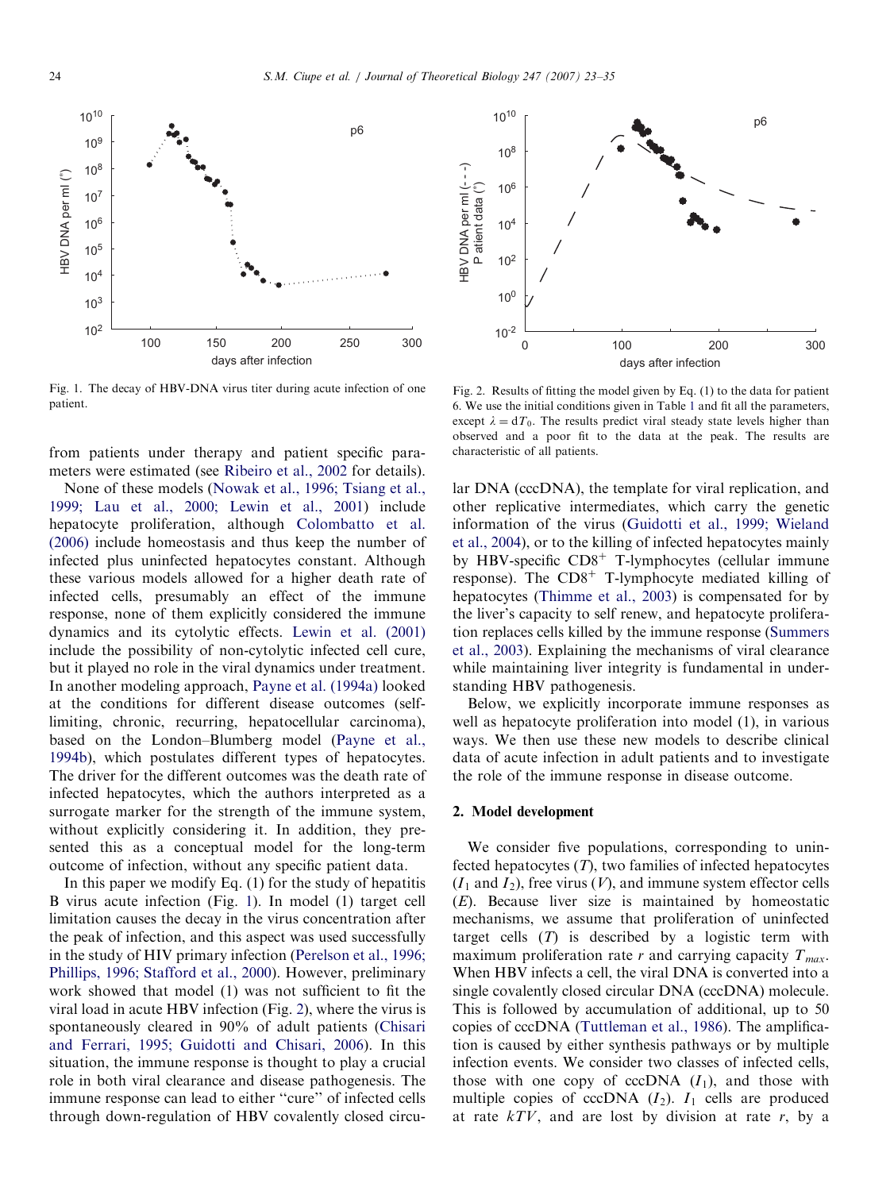Fig. 1. The decay of HBV-DNA virus titer during acute infection of one patient.

Fig. 2. Results of fitting the model given by Eq. (1) to the data for patient 6. We use the initial conditions given in Table 1 and fit all the parameters, except $\lambda = dT_0$. The results predict viral steady state levels higher than observed and a poor fit to the data at the peak. The results are characteristic of all patients.

from patients under therapy and patient specific parameters were estimated (see Ribeiro et al., 2002 for details).

None of these models (Nowak et al., 1996; Tsiang et al., 1999; Lau et al., 2000; Lewin et al., 2001) include hepatocyte proliferation, although Colombatto et al. (2006) include homeostasis and thus keep the number of infected plus uninfected hepatocytes constant. Although these various models allowed for a higher death rate of infected cells, presumably an effect of the immune response, none of them explicitly considered the immune dynamics and its cytolytic effects. Lewin et al. (2001) include the possibility of non-cytolytic infected cell cure, but it played no role in the viral dynamics under treatment. In another modeling approach, Payne et al. (1994a) looked at the conditions for different disease outcomes (self-limiting, chronic, recurring, hepatocellular carcinoma), based on the London–Blumberg model (Payne et al., 1994b), which postulates different types of hepatocytes. The driver for the different outcomes was the death rate of infected hepatocytes, which the authors interpreted as a surrogate marker for the strength of the immune system, without explicitly considering it. In addition, they presented this as a conceptual model for the long-term outcome of infection, without any specific patient data.

In this paper we modify Eq. (1) for the study of hepatitis B virus acute infection (Fig. 1). In model (1) target cell limitation causes the decay in the virus concentration after the peak of infection, and this aspect was used successfully in the study of HIV primary infection (Perelson et al., 1996; Phillips, 1996; Stafford et al., 2000). However, preliminary work showed that model (1) was not sufficient to fit the viral load in acute HBV infection (Fig. 2), where the virus is spontaneously cleared in 90% of adult patients (Chisari and Ferrari, 1995; Guidotti and Chisari, 2006). In this situation, the immune response is thought to play a crucial role in both viral clearance and disease pathogenesis. The immune response can lead to either "cure" of infected cells through down-regulation of HBV covalently closed circular DNA (cccDNA), the template for viral replication, and other replicative intermediates, which carry the genetic information of the virus (Guidotti et al., 1999; Wieland et al., 2004), or to the killing of infected hepatocytes mainly by HBV-specific $CD8^+$ T-lymphocytes (cellular immune response). The $CD8^+$ T-lymphocyte mediated killing of hepatocytes (Thimme et al., 2003) is compensated for by the liver's capacity to self renew, and hepatocyte proliferation replaces cells killed by the immune response (Summers et al., 2003). Explaining the mechanisms of viral clearance while maintaining liver integrity is fundamental in understanding HBV pathogenesis.

Below, we explicitly incorporate immune responses as well as hepatocyte proliferation into model (1), in various ways. We then use these new models to describe clinical data of acute infection in adult patients and to investigate the role of the immune response in disease outcome.

## 2. Model development

We consider five populations, corresponding to uninfected hepatocytes ($T$), two families of infected hepatocytes ($I_1$ and $I_2$), free virus ($V$), and immune system effector cells ($E$). Because liver size is maintained by homeostatic mechanisms, we assume that proliferation of uninfected target cells ($T$) is described by a logistic term with maximum proliferation rate $r$ and carrying capacity $T_{max}$. When HBV infects a cell, the viral DNA is converted into a single covalently closed circular DNA (cccDNA) molecule. This is followed by accumulation of additional, up to 50 copies of cccDNA (Tuttleman et al., 1986). The amplification is caused by either synthesis pathways or by multiple infection events. We consider two classes of infected cells, those with one copy of cccDNA ($I_1$), and those with multiple copies of cccDNA ($I_2$). $I_1$ cells are produced at rate $kTV$, and are lost by division at rate $r$, by a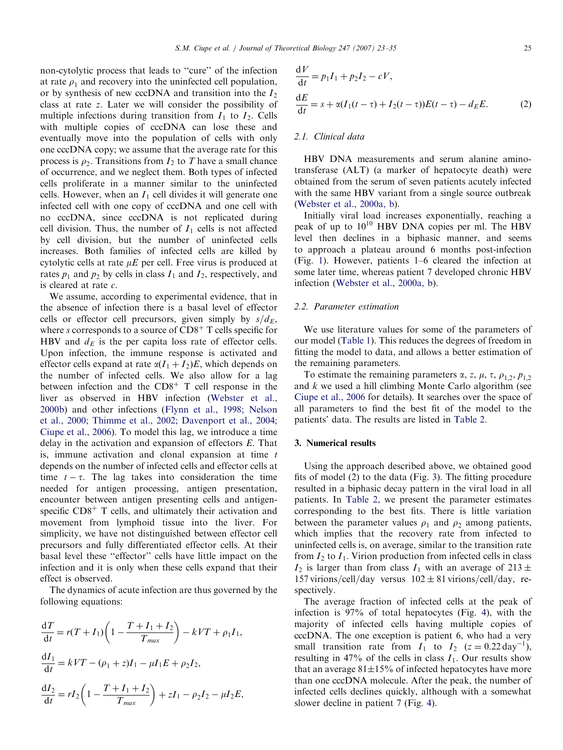non-cytolytic process that leads to "cure" of the infection at rate $\rho_1$ and recovery into the uninfected cell population, or by synthesis of new cccDNA and transition into the $I_2$ class at rate $z$. Later we will consider the possibility of multiple infections during transition from $I_1$ to $I_2$. Cells with multiple copies of cccDNA can lose these and eventually move into the population of cells with only one cccDNA copy; we assume that the average rate for this process is $\rho_2$. Transitions from $I_2$ to $T$ have a small chance of occurrence, and we neglect them. Both types of infected cells proliferate in a manner similar to the uninfected cells. However, when an $I_1$ cell divides it will generate one infected cell with one copy of cccDNA and one cell with no cccDNA, since cccDNA is not replicated during cell division. Thus, the number of $I_1$ cells is not affected by cell division, but the number of uninfected cells increases. Both families of infected cells are killed by cytolytic cells at rate $\mu E$ per cell. Free virus is produced at rates $p_1$ and $p_2$ by cells in class $I_1$ and $I_2$, respectively, and is cleared at rate $c$.

We assume, according to experimental evidence, that in the absence of infection there is a basal level of effector cells or effector cell precursors, given simply by $s/d_E$, where $s$ corresponds to a source of $CD8^+$ T cells specific for HBV and $d_E$ is the per capita loss rate of effector cells. Upon infection, the immune response is activated and effector cells expand at rate $\alpha(I_1 + I_2)E$, which depends on the number of infected cells. We also allow for a lag between infection and the $CD8^+$ T cell response in the liver as observed in HBV infection (Webster et al., 2000b) and other infections (Flynn et al., 1998; Nelson et al., 2000; Thimme et al., 2002; Davenport et al., 2004; Ciupe et al., 2006). To model this lag, we introduce a time delay in the activation and expansion of effectors $E$. That is, immune activation and clonal expansion at time $t$ depends on the number of infected cells and effector cells at time $t - \tau$. The lag takes into consideration the time needed for antigen processing, antigen presentation, encounter between antigen presenting cells and antigen-specific $CD8^+$ T cells, and ultimately their activation and movement from lymphoid tissue into the liver. For simplicity, we have not distinguished between effector cell precursors and fully differentiated effector cells. At their basal level these "effector" cells have little impact on the infection and it is only when these cells expand that their effect is observed.

The dynamics of acute infection are thus governed by the following equations:

$$
\begin{aligned}
\frac{dT}{dt} &= r(T + I_1)\left(1 - \frac{T + I_1 + I_2}{T_{max}}\right) - kVT + \rho_1 I_1,\\
\frac{dI_1}{dt} &= kVT - (\rho_1 + z)I_1 - \mu I_1 E + \rho_2 I_2,\\
\frac{dI_2}{dt} &= rI_2\left(1 - \frac{T + I_1 + I_2}{T_{max}}\right) + zI_1 - \rho_2 I_2 - \mu I_2 E,\\
\frac{dV}{dt} &= p_1 I_1 + p_2 I_2 - cV,\\
\frac{dE}{dt} &= s + \alpha(I_1(t-\tau) + I_2(t-\tau))E(t-\tau) - d_E E.
\end{aligned}
\tag{2}
$$

### 2.1. Clinical data

HBV DNA measurements and serum alanine aminotransferase (ALT) (a marker of hepatocyte death) were obtained from the serum of seven patients acutely infected with the same HBV variant from a single source outbreak (Webster et al., 2000a, b).

Initially viral load increases exponentially, reaching a peak of up to $10^{10}$ HBV DNA copies per ml. The HBV level then declines in a biphasic manner, and seems to approach a plateau around 6 months post-infection (Fig. 1). However, patients 1–6 cleared the infection at some later time, whereas patient 7 developed chronic HBV infection (Webster et al., 2000a, b).

### 2.2. Parameter estimation

We use literature values for some of the parameters of our model (Table 1). This reduces the degrees of freedom in fitting the model to data, and allows a better estimation of the remaining parameters.

To estimate the remaining parameters $\alpha$, $z$, $\mu$, $\tau$, $\rho_{1,2}$, $p_{1,2}$ and $k$ we used a hill climbing Monte Carlo algorithm (see Ciupe et al., 2006 for details). It searches over the space of all parameters to find the best fit of the model to the patients' data. The results are listed in Table 2.

## 3. Numerical results

Using the approach described above, we obtained good fits of model (2) to the data (Fig. 3). The fitting procedure resulted in a biphasic decay pattern in the viral load in all patients. In Table 2, we present the parameter estimates corresponding to the best fits. There is little variation between the parameter values $\rho_1$ and $\rho_2$ among patients, which implies that the recovery rate from infected to uninfected cells is, on average, similar to the transition rate from $I_2$ to $I_1$. Virion production from infected cells in class $I_2$ is larger than from class $I_1$ with an average of $213 \pm 157$ virions/cell/day versus $102 \pm 81$ virions/cell/day, respectively.

The average fraction of infected cells at the peak of infection is 97% of total hepatocytes (Fig. 4), with the majority of infected cells having multiple copies of cccDNA. The one exception is patient 6, who had a very small transition rate from $I_1$ to $I_2$ ($z = 0.22\,\text{day}^{-1}$), resulting in 47% of the cells in class $I_1$. Our results show that an average $81 \pm 15$% of infected hepatocytes have more than one cccDNA molecule. After the peak, the number of infected cells declines quickly, although with a somewhat slower decline in patient 7 (Fig. 4).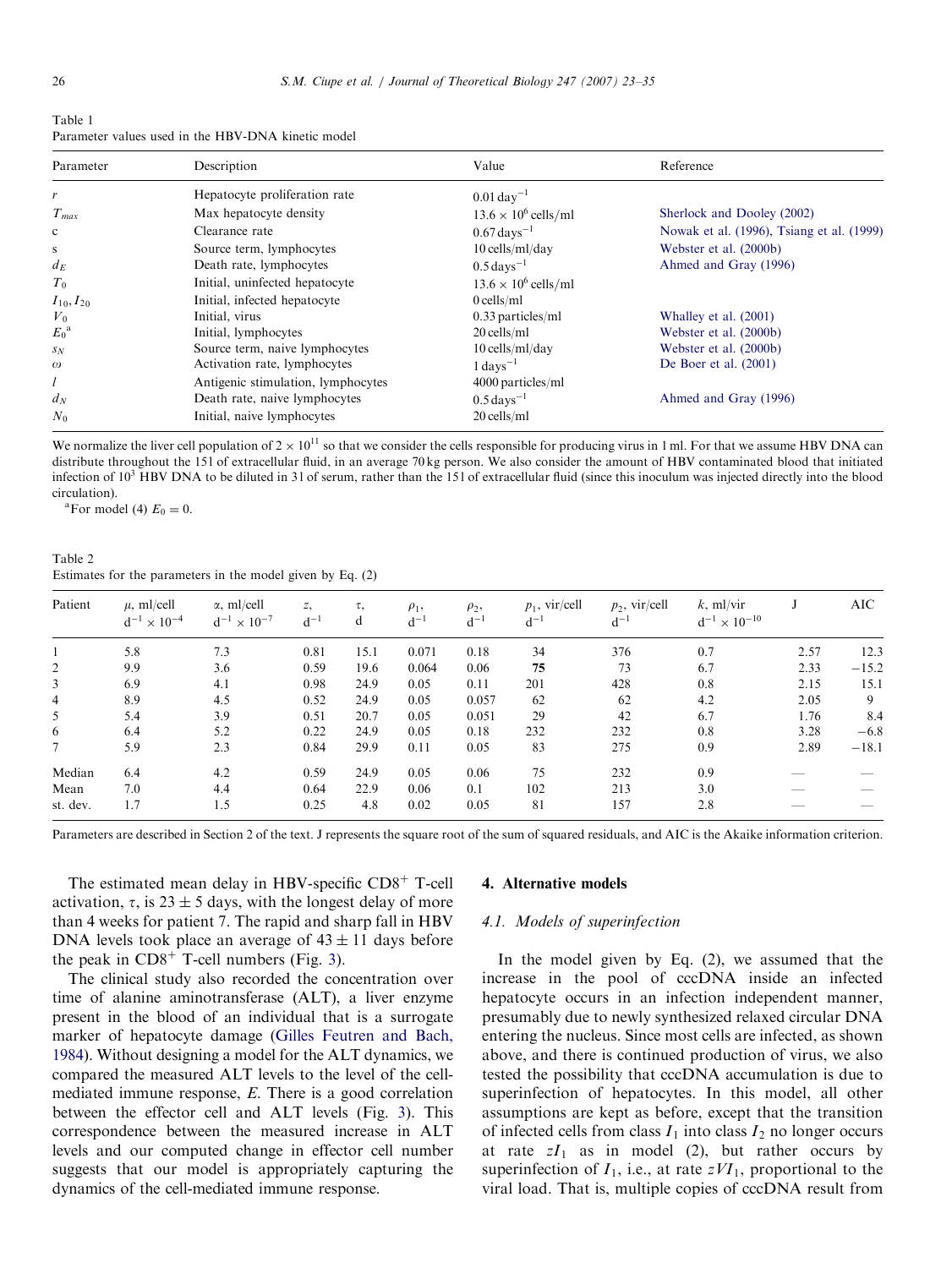Table 1
Parameter values used in the HBV-DNA kinetic model

| Parameter | Description | Value | Reference |
|---|---|---|---|
| $r$ | Hepatocyte proliferation rate | $0.01\,\text{day}^{-1}$ | |
| $T_{max}$ | Max hepatocyte density | $13.6 \times 10^6$ cells/ml | Sherlock and Dooley (2002) |
| c | Clearance rate | $0.67\,\text{days}^{-1}$ | Nowak et al. (1996), Tsiang et al. (1999) |
| s | Source term, lymphocytes | 10 cells/ml/day | Webster et al. (2000b) |
| $d_E$ | Death rate, lymphocytes | $0.5\,\text{days}^{-1}$ | Ahmed and Gray (1996) |
| $T_0$ | Initial, uninfected hepatocyte | $13.6 \times 10^6$ cells/ml | |
| $I_{10}, I_{20}$ | Initial, infected hepatocyte | 0 cells/ml | |
| $V_0$ | Initial, virus | 0.33 particles/ml | Whalley et al. (2001) |
| $E_0$[a] | Initial, lymphocytes | 20 cells/ml | Webster et al. (2000b) |
| $s_N$ | Source term, naive lymphocytes | 10 cells/ml/day | Webster et al. (2000b) |
| $\omega$ | Activation rate, lymphocytes | $1\,\text{days}^{-1}$ | De Boer et al. (2001) |
| $l$ | Antigenic stimulation, lymphocytes | 4000 particles/ml | |
| $d_N$ | Death rate, naive lymphocytes | $0.5\,\text{days}^{-1}$ | Ahmed and Gray (1996) |
| $N_0$ | Initial, naive lymphocytes | 20 cells/ml | |

We normalize the liver cell population of $2 \times 10^{11}$ so that we consider the cells responsible for producing virus in 1 ml. For that we assume HBV DNA can distribute throughout the 15 l of extracellular fluid, in an average 70 kg person. We also consider the amount of HBV contaminated blood that initiated infection of $10^3$ HBV DNA to be diluted in 3 l of serum, rather than the 15 l of extracellular fluid (since this inoculum was injected directly into the blood circulation).

[a]For model (4) $E_0 = 0$.

Table 2
Estimates for the parameters in the model given by Eq. (2)

| Patient | $\mu$, ml/cell $\text{d}^{-1} \times 10^{-4}$ | $\alpha$, ml/cell $\text{d}^{-1} \times 10^{-7}$ | $z$, $\text{d}^{-1}$ | $\tau$, d | $\rho_1$, $\text{d}^{-1}$ | $\rho_2$, $\text{d}^{-1}$ | $p_1$, vir/cell $\text{d}^{-1}$ | $p_2$, vir/cell $\text{d}^{-1}$ | $k$, ml/vir $\text{d}^{-1} \times 10^{-10}$ | J | AIC |
|---|---|---|---|---|---|---|---|---|---|---|---|
| 1 | 5.8 | 7.3 | 0.81 | 15.1 | 0.071 | 0.18 | 34 | 376 | 0.7 | 2.57 | 12.3 |
| 2 | 9.9 | 3.6 | 0.59 | 19.6 | 0.064 | 0.06 | **75** | 73 | 6.7 | 2.33 | −15.2 |
| 3 | 6.9 | 4.1 | 0.98 | 24.9 | 0.05 | 0.11 | 201 | 428 | 0.8 | 2.15 | 15.1 |
| 4 | 8.9 | 4.5 | 0.52 | 24.9 | 0.05 | 0.057 | 62 | 62 | 4.2 | 2.05 | 9 |
| 5 | 5.4 | 3.9 | 0.51 | 20.7 | 0.05 | 0.051 | 29 | 42 | 6.7 | 1.76 | 8.4 |
| 6 | 6.4 | 5.2 | 0.22 | 24.9 | 0.05 | 0.18 | 232 | 232 | 0.8 | 3.28 | −6.8 |
| 7 | 5.9 | 2.3 | 0.84 | 29.9 | 0.11 | 0.05 | 83 | 275 | 0.9 | 2.89 | −18.1 |
| Median | 6.4 | 4.2 | 0.59 | 24.9 | 0.05 | 0.06 | 75 | 232 | 0.9 | — | — |
| Mean | 7.0 | 4.4 | 0.64 | 22.9 | 0.06 | 0.1 | 102 | 213 | 3.0 | — | — |
| st. dev. | 1.7 | 1.5 | 0.25 | 4.8 | 0.02 | 0.05 | 81 | 157 | 2.8 | — | — |

Parameters are described in Section 2 of the text. J represents the square root of the sum of squared residuals, and AIC is the Akaike information criterion.

The estimated mean delay in HBV-specific $CD8^+$ T-cell activation, $\tau$, is $23 \pm 5$ days, with the longest delay of more than 4 weeks for patient 7. The rapid and sharp fall in HBV DNA levels took place an average of $43 \pm 11$ days before the peak in $CD8^+$ T-cell numbers (Fig. 3).

The clinical study also recorded the concentration over time of alanine aminotransferase (ALT), a liver enzyme present in the blood of an individual that is a surrogate marker of hepatocyte damage (Gilles Feutren and Bach, 1984). Without designing a model for the ALT dynamics, we compared the measured ALT levels to the level of the cell-mediated immune response, $E$. There is a good correlation between the effector cell and ALT levels (Fig. 3). This correspondence between the measured increase in ALT levels and our computed change in effector cell number suggests that our model is appropriately capturing the dynamics of the cell-mediated immune response.

## 4. Alternative models

### 4.1. Models of superinfection

In the model given by Eq. (2), we assumed that the increase in the pool of cccDNA inside an infected hepatocyte occurs in an infection independent manner, presumably due to newly synthesized relaxed circular DNA entering the nucleus. Since most cells are infected, as shown above, and there is continued production of virus, we also tested the possibility that cccDNA accumulation is due to superinfection of hepatocytes. In this model, all other assumptions are kept as before, except that the transition of infected cells from class $I_1$ into class $I_2$ no longer occurs at rate $zI_1$ as in model (2), but rather occurs by superinfection of $I_1$, i.e., at rate $zVI_1$, proportional to the viral load. That is, multiple copies of cccDNA result from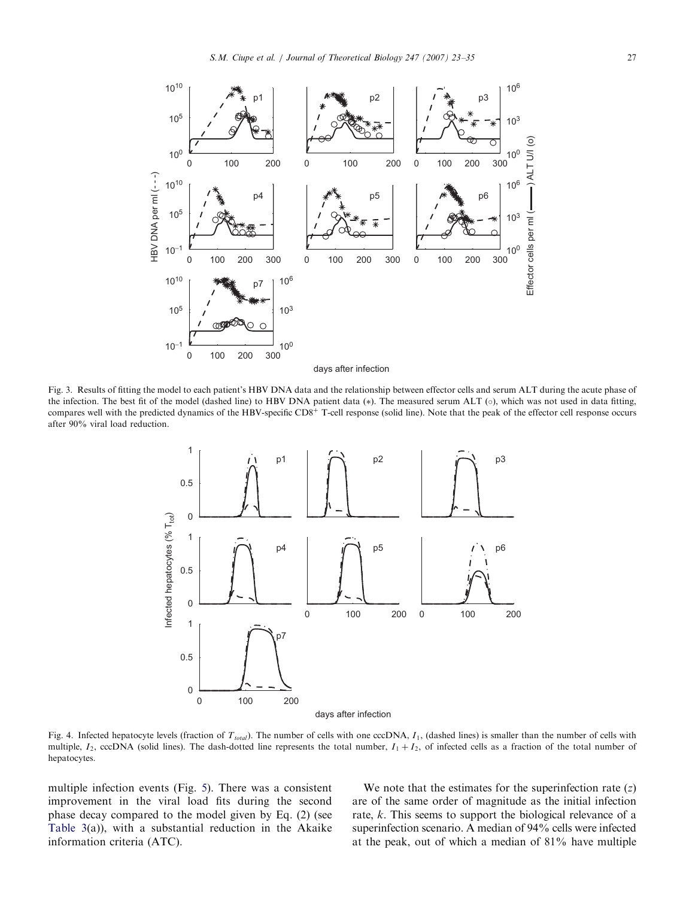Fig. 3. Results of fitting the model to each patient's HBV DNA data and the relationship between effector cells and serum ALT during the acute phase of the infection. The best fit of the model (dashed line) to HBV DNA patient data (*). The measured serum ALT (○), which was not used in data fitting, compares well with the predicted dynamics of the HBV-specific CD8$^{+}$ T-cell response (solid line). Note that the peak of the effector cell response occurs after 90% viral load reduction.

Fig. 4. Infected hepatocyte levels (fraction of $T_{total}$). The number of cells with one cccDNA, $I_1$, (dashed lines) is smaller than the number of cells with multiple, $I_2$, cccDNA (solid lines). The dash-dotted line represents the total number, $I_1 + I_2$, of infected cells as a fraction of the total number of hepatocytes.

multiple infection events (Fig. 5). There was a consistent improvement in the viral load fits during the second phase decay compared to the model given by Eq. (2) (see Table 3(a)), with a substantial reduction in the Akaike information criteria (ATC).

We note that the estimates for the superinfection rate ($z$) are of the same order of magnitude as the initial infection rate, $k$. This seems to support the biological relevance of a superinfection scenario. A median of 94% cells were infected at the peak, out of which a median of 81% have multiple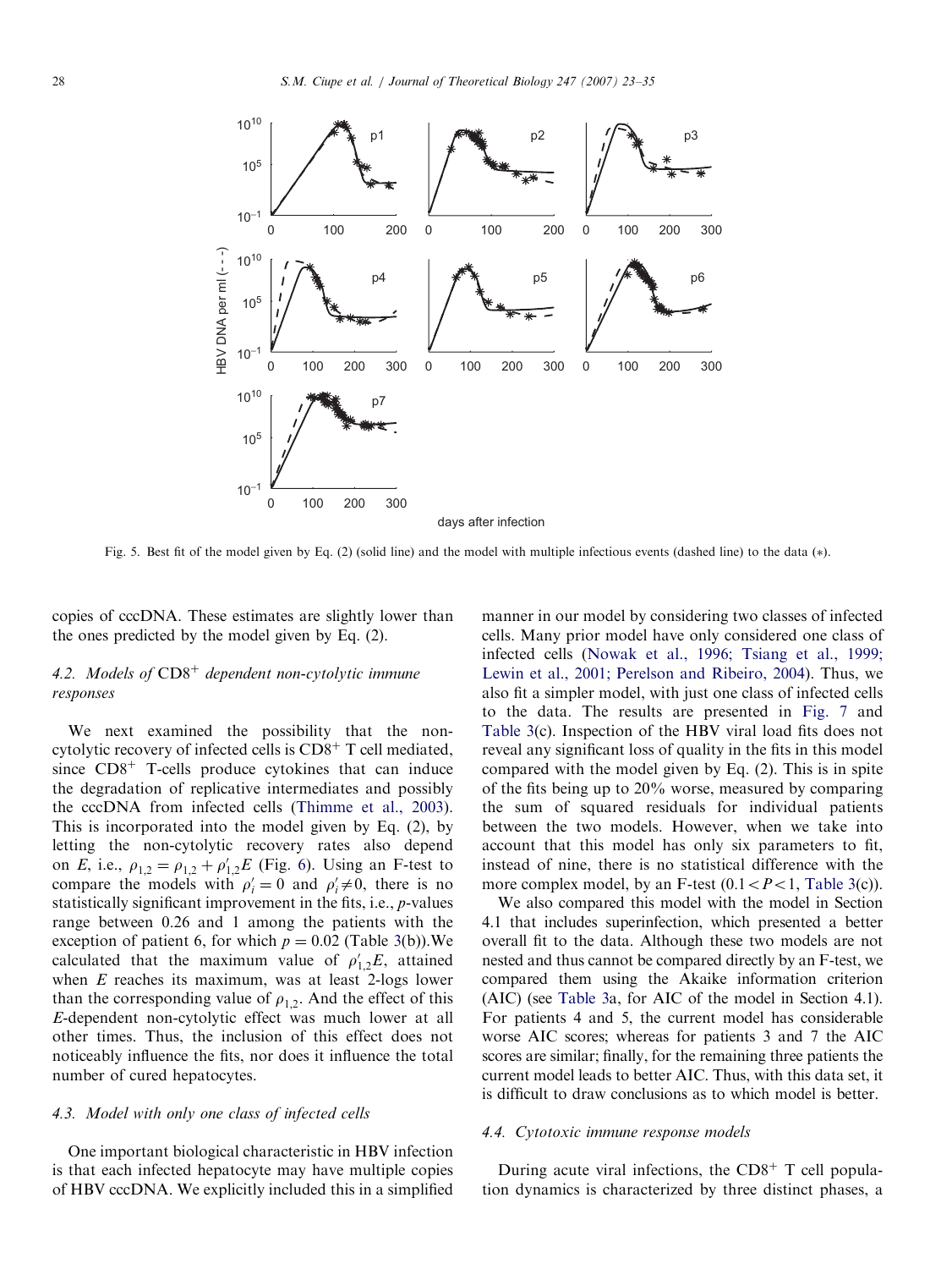Fig. 5. Best fit of the model given by Eq. (2) (solid line) and the model with multiple infectious events (dashed line) to the data (*).

copies of cccDNA. These estimates are slightly lower than the ones predicted by the model given by Eq. (2).

### 4.2. Models of $CD8^+$ dependent non-cytolytic immune responses

We next examined the possibility that the non-cytolytic recovery of infected cells is $CD8^+$ T cell mediated, since $CD8^+$ T-cells produce cytokines that can induce the degradation of replicative intermediates and possibly the cccDNA from infected cells (Thimme et al., 2003). This is incorporated into the model given by Eq. (2), by letting the non-cytolytic recovery rates also depend on $E$, i.e., $\rho_{1,2} = \rho_{1,2} + \rho'_{1,2}E$ (Fig. 6). Using an F-test to compare the models with $\rho'_i = 0$ and $\rho'_i \neq 0$, there is no statistically significant improvement in the fits, i.e., $p$-values range between 0.26 and 1 among the patients with the exception of patient 6, for which $p = 0.02$ (Table 3(b)).We calculated that the maximum value of $\rho'_{1,2}E$, attained when $E$ reaches its maximum, was at least 2-logs lower than the corresponding value of $\rho_{1,2}$. And the effect of this $E$-dependent non-cytolytic effect was much lower at all other times. Thus, the inclusion of this effect does not noticeably influence the fits, nor does it influence the total number of cured hepatocytes.

### 4.3. Model with only one class of infected cells

One important biological characteristic in HBV infection is that each infected hepatocyte may have multiple copies of HBV cccDNA. We explicitly included this in a simplified manner in our model by considering two classes of infected cells. Many prior model have only considered one class of infected cells (Nowak et al., 1996; Tsiang et al., 1999; Lewin et al., 2001; Perelson and Ribeiro, 2004). Thus, we also fit a simpler model, with just one class of infected cells to the data. The results are presented in Fig. 7 and Table 3(c). Inspection of the HBV viral load fits does not reveal any significant loss of quality in the fits in this model compared with the model given by Eq. (2). This is in spite of the fits being up to 20% worse, measured by comparing the sum of squared residuals for individual patients between the two models. However, when we take into account that this model has only six parameters to fit, instead of nine, there is no statistical difference with the more complex model, by an F-test ($0.1 < P < 1$, Table 3(c)).

We also compared this model with the model in Section 4.1 that includes superinfection, which presented a better overall fit to the data. Although these two models are not nested and thus cannot be compared directly by an F-test, we compared them using the Akaike information criterion (AIC) (see Table 3a, for AIC of the model in Section 4.1). For patients 4 and 5, the current model has considerable worse AIC scores; whereas for patients 3 and 7 the AIC scores are similar; finally, for the remaining three patients the current model leads to better AIC. Thus, with this data set, it is difficult to draw conclusions as to which model is better.

### 4.4. Cytotoxic immune response models

During acute viral infections, the $CD8^+$ T cell population dynamics is characterized by three distinct phases, a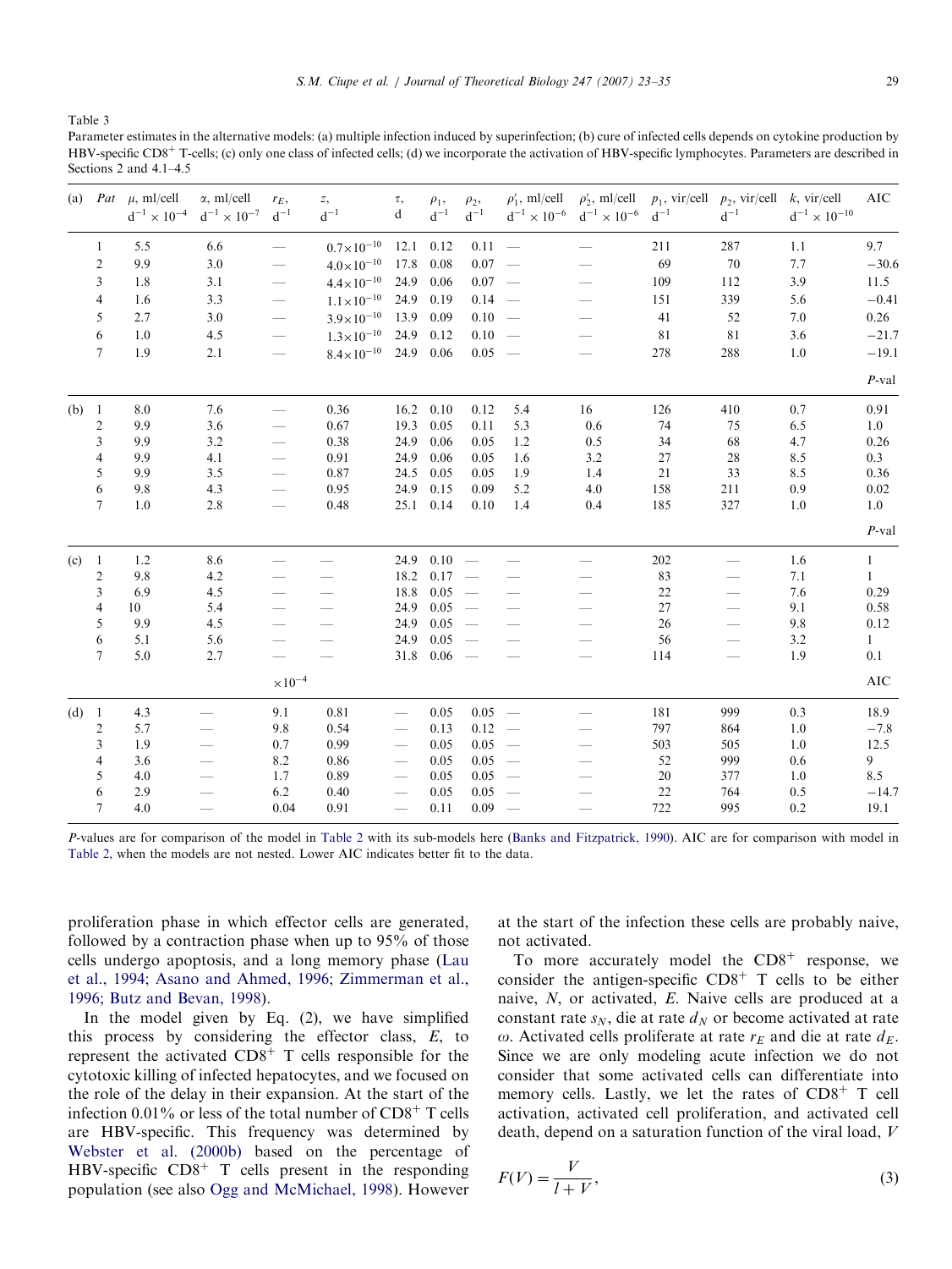Table 3

Parameter estimates in the alternative models: (a) multiple infection induced by superinfection; (b) cure of infected cells depends on cytokine production by HBV-specific CD8$^+$ T-cells; (c) only one class of infected cells; (d) we incorporate the activation of HBV-specific lymphocytes. Parameters are described in Sections 2 and 4.1–4.5

| (a) | Pat | $\mu$, ml/cell d$^{-1}\times10^{-4}$ | $\alpha$, ml/cell d$^{-1}\times10^{-7}$ | $r_E$, d$^{-1}$ | $z$, d$^{-1}$ | $\tau$, d | $\rho_1$, d$^{-1}$ | $\rho_2$, d$^{-1}$ | $\rho_1'$, ml/cell d$^{-1}\times10^{-6}$ | $\rho_2'$, ml/cell d$^{-1}\times10^{-6}$ | $p_1$, vir/cell d$^{-1}$ | $p_2$, vir/cell d$^{-1}$ | $k$, vir/cell d$^{-1}\times10^{-10}$ | AIC |
|---|---|---|---|---|---|---|---|---|---|---|---|---|---|---|
| | 1 | 5.5 | 6.6 | — | $0.7\times10^{-10}$ | 12.1 | 0.12 | 0.11 | — | — | 211 | 287 | 1.1 | 9.7 |
| | 2 | 9.9 | 3.0 | — | $4.0\times10^{-10}$ | 17.8 | 0.08 | 0.07 | — | — | 69 | 70 | 7.7 | −30.6 |
| | 3 | 1.8 | 3.1 | — | $4.4\times10^{-10}$ | 24.9 | 0.06 | 0.07 | — | — | 109 | 112 | 3.9 | 11.5 |
| | 4 | 1.6 | 3.3 | — | $1.1\times10^{-10}$ | 24.9 | 0.19 | 0.14 | — | — | 151 | 339 | 5.6 | −0.41 |
| | 5 | 2.7 | 3.0 | — | $3.9\times10^{-10}$ | 13.9 | 0.09 | 0.10 | — | — | 41 | 52 | 7.0 | 0.26 |
| | 6 | 1.0 | 4.5 | — | $1.3\times10^{-10}$ | 24.9 | 0.12 | 0.10 | — | — | 81 | 81 | 3.6 | −21.7 |
| | 7 | 1.9 | 2.1 | — | $8.4\times10^{-10}$ | 24.9 | 0.06 | 0.05 | — | — | 278 | 288 | 1.0 | −19.1 |
| | | | | | | | | | | | | | | *P*-val |
| (b) | 1 | 8.0 | 7.6 | — | 0.36 | 16.2 | 0.10 | 0.12 | 5.4 | 16 | 126 | 410 | 0.7 | 0.91 |
| | 2 | 9.9 | 3.6 | — | 0.67 | 19.3 | 0.05 | 0.11 | 5.3 | 0.6 | 74 | 75 | 6.5 | 1.0 |
| | 3 | 9.9 | 3.2 | — | 0.38 | 24.9 | 0.06 | 0.05 | 1.2 | 0.5 | 34 | 68 | 4.7 | 0.26 |
| | 4 | 9.9 | 4.1 | — | 0.91 | 24.9 | 0.06 | 0.05 | 1.6 | 3.2 | 27 | 28 | 8.5 | 0.3 |
| | 5 | 9.9 | 3.5 | — | 0.87 | 24.5 | 0.05 | 0.05 | 1.9 | 1.4 | 21 | 33 | 8.5 | 0.36 |
| | 6 | 9.8 | 4.3 | — | 0.95 | 24.9 | 0.15 | 0.09 | 5.2 | 4.0 | 158 | 211 | 0.9 | 0.02 |
| | 7 | 1.0 | 2.8 | — | 0.48 | 25.1 | 0.14 | 0.10 | 1.4 | 0.4 | 185 | 327 | 1.0 | 1.0 |
| | | | | | | | | | | | | | | *P*-val |
| (c) | 1 | 1.2 | 8.6 | — | — | 24.9 | 0.10 | — | — | — | 202 | — | 1.6 | 1 |
| | 2 | 9.8 | 4.2 | — | — | 18.2 | 0.17 | — | — | — | 83 | — | 7.1 | 1 |
| | 3 | 6.9 | 4.5 | — | — | 18.8 | 0.05 | — | — | — | 22 | — | 7.6 | 0.29 |
| | 4 | 10 | 5.4 | — | — | 24.9 | 0.05 | — | — | — | 27 | — | 9.1 | 0.58 |
| | 5 | 9.9 | 4.5 | — | — | 24.9 | 0.05 | — | — | — | 26 | — | 9.8 | 0.12 |
| | 6 | 5.1 | 5.6 | — | — | 24.9 | 0.05 | — | — | — | 56 | — | 3.2 | 1 |
| | 7 | 5.0 | 2.7 | — | — | 31.8 | 0.06 | — | — | — | 114 | — | 1.9 | 0.1 |
| | | | | $\times10^{-4}$ | | | | | | | | | | AIC |
| (d) | 1 | 4.3 | — | 9.1 | 0.81 | — | 0.05 | 0.05 | — | — | 181 | 999 | 0.3 | 18.9 |
| | 2 | 5.7 | — | 9.8 | 0.54 | — | 0.13 | 0.12 | — | — | 797 | 864 | 1.0 | −7.8 |
| | 3 | 1.9 | — | 0.7 | 0.99 | — | 0.05 | 0.05 | — | — | 503 | 505 | 1.0 | 12.5 |
| | 4 | 3.6 | — | 8.2 | 0.86 | — | 0.05 | 0.05 | — | — | 52 | 999 | 0.6 | 9 |
| | 5 | 4.0 | — | 1.7 | 0.89 | — | 0.05 | 0.05 | — | — | 20 | 377 | 1.0 | 8.5 |
| | 6 | 2.9 | — | 6.2 | 0.40 | — | 0.05 | 0.05 | — | — | 22 | 764 | 0.5 | −14.7 |
| | 7 | 4.0 | — | 0.04 | 0.91 | — | 0.11 | 0.09 | — | — | 722 | 995 | 0.2 | 19.1 |

*P*-values are for comparison of the model in Table 2 with its sub-models here (Banks and Fitzpatrick, 1990). AIC are for comparison with model in Table 2, when the models are not nested. Lower AIC indicates better fit to the data.

proliferation phase in which effector cells are generated, followed by a contraction phase when up to 95% of those cells undergo apoptosis, and a long memory phase (Lau et al., 1994; Asano and Ahmed, 1996; Zimmerman et al., 1996; Butz and Bevan, 1998).

In the model given by Eq. (2), we have simplified this process by considering the effector class, $E$, to represent the activated CD8$^+$ T cells responsible for the cytotoxic killing of infected hepatocytes, and we focused on the role of the delay in their expansion. At the start of the infection 0.01% or less of the total number of CD8$^+$ T cells are HBV-specific. This frequency was determined by Webster et al. (2000b) based on the percentage of HBV-specific CD8$^+$ T cells present in the responding population (see also Ogg and McMichael, 1998). However at the start of the infection these cells are probably naive, not activated.

To more accurately model the CD8$^+$ response, we consider the antigen-specific CD8$^+$ T cells to be either naive, $N$, or activated, $E$. Naive cells are produced at a constant rate $s_N$, die at rate $d_N$ or become activated at rate $\omega$. Activated cells proliferate at rate $r_E$ and die at rate $d_E$. Since we are only modeling acute infection we do not consider that some activated cells can differentiate into memory cells. Lastly, we let the rates of CD8$^+$ T cell activation, activated cell proliferation, and activated cell death, depend on a saturation function of the viral load, $V$

$$F(V) = \frac{V}{l + V}, \tag{3}$$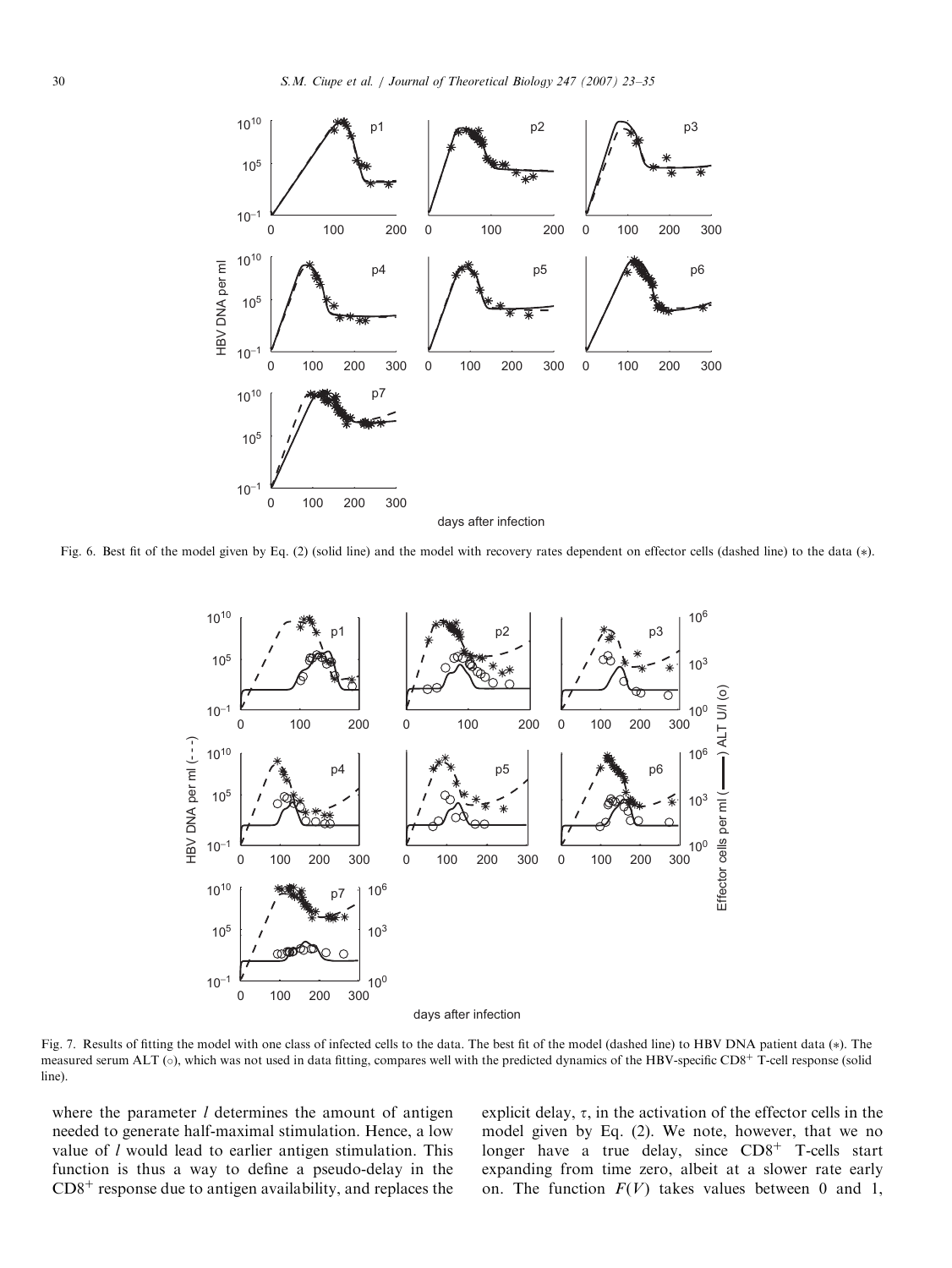Fig. 6. Best fit of the model given by Eq. (2) (solid line) and the model with recovery rates dependent on effector cells (dashed line) to the data (∗).

Fig. 7. Results of fitting the model with one class of infected cells to the data. The best fit of the model (dashed line) to HBV DNA patient data (∗). The measured serum ALT (○), which was not used in data fitting, compares well with the predicted dynamics of the HBV-specific $CD8^+$ T-cell response (solid line).

where the parameter $l$ determines the amount of antigen needed to generate half-maximal stimulation. Hence, a low value of $l$ would lead to earlier antigen stimulation. This function is thus a way to define a pseudo-delay in the $CD8^+$ response due to antigen availability, and replaces the explicit delay, $\tau$, in the activation of the effector cells in the model given by Eq. (2). We note, however, that we no longer have a true delay, since $CD8^+$ T-cells start expanding from time zero, albeit at a slower rate early on. The function $F(V)$ takes values between 0 and 1,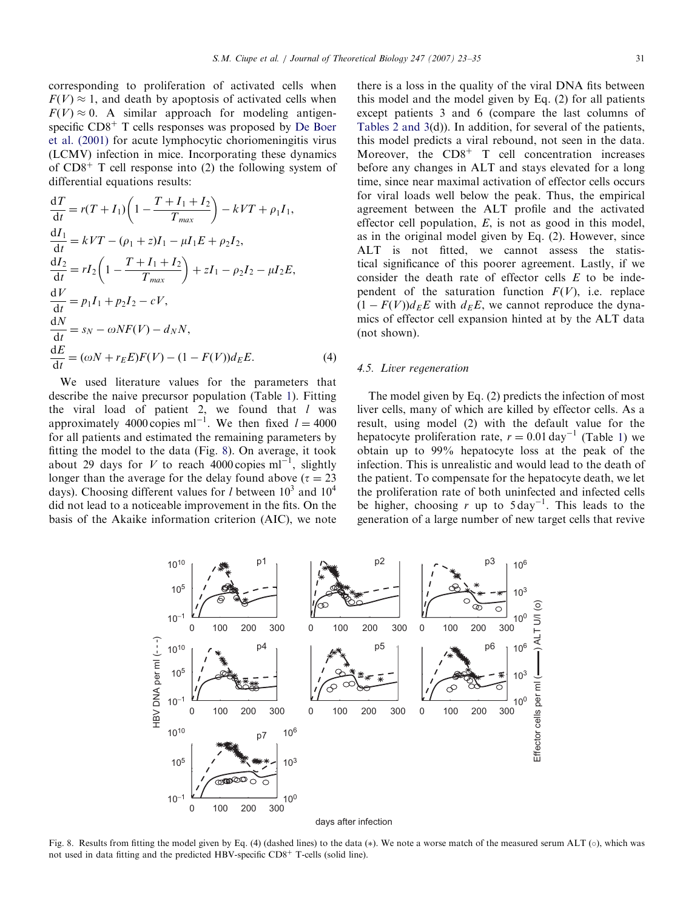corresponding to proliferation of activated cells when $F(V) \approx 1$, and death by apoptosis of activated cells when $F(V) \approx 0$. A similar approach for modeling antigen-specific $CD8^+$ T cells responses was proposed by De Boer et al. (2001) for acute lymphocytic choriomeningitis virus (LCMV) infection in mice. Incorporating these dynamics of $CD8^+$ T cell response into (2) the following system of differential equations results:

$$
\begin{aligned}
\frac{dT}{dt} &= r(T + I_1)\left(1 - \frac{T + I_1 + I_2}{T_{max}}\right) - kVT + \rho_1 I_1, \\
\frac{dI_1}{dt} &= kVT - (\rho_1 + z)I_1 - \mu I_1 E + \rho_2 I_2, \\
\frac{dI_2}{dt} &= rI_2\left(1 - \frac{T + I_1 + I_2}{T_{max}}\right) + zI_1 - \rho_2 I_2 - \mu I_2 E, \\
\frac{dV}{dt} &= p_1 I_1 + p_2 I_2 - cV, \\
\frac{dN}{dt} &= s_N - \omega N F(V) - d_N N, \\
\frac{dE}{dt} &= (\omega N + r_E E)F(V) - (1 - F(V))d_E E. \qquad (4)
\end{aligned}
$$

We used literature values for the parameters that describe the naive precursor population (Table 1). Fitting the viral load of patient 2, we found that $l$ was approximately 4000 copies $\text{ml}^{-1}$. We then fixed $l = 4000$ for all patients and estimated the remaining parameters by fitting the model to the data (Fig. 8). On average, it took about 29 days for $V$ to reach 4000 copies $\text{ml}^{-1}$, slightly longer than the average for the delay found above ($\tau = 23$ days). Choosing different values for $l$ between $10^3$ and $10^4$ did not lead to a noticeable improvement in the fits. On the basis of the Akaike information criterion (AIC), we note there is a loss in the quality of the viral DNA fits between this model and the model given by Eq. (2) for all patients except patients 3 and 6 (compare the last columns of Tables 2 and 3(d)). In addition, for several of the patients, this model predicts a viral rebound, not seen in the data. Moreover, the $CD8^+$ T cell concentration increases before any changes in ALT and stays elevated for a long time, since near maximal activation of effector cells occurs for viral loads well below the peak. Thus, the empirical agreement between the ALT profile and the activated effector cell population, $E$, is not as good in this model, as in the original model given by Eq. (2). However, since ALT is not fitted, we cannot assess the statistical significance of this poorer agreement. Lastly, if we consider the death rate of effector cells $E$ to be independent of the saturation function $F(V)$, i.e. replace $(1 - F(V))d_E E$ with $d_E E$, we cannot reproduce the dynamics of effector cell expansion hinted at by the ALT data (not shown).

### 4.5. Liver regeneration

The model given by Eq. (2) predicts the infection of most liver cells, many of which are killed by effector cells. As a result, using model (2) with the default value for the hepatocyte proliferation rate, $r = 0.01\,\text{day}^{-1}$ (Table 1) we obtain up to 99% hepatocyte loss at the peak of the infection. This is unrealistic and would lead to the death of the patient. To compensate for the hepatocyte death, we let the proliferation rate of both uninfected and infected cells be higher, choosing $r$ up to $5\,\text{day}^{-1}$. This leads to the generation of a large number of new target cells that revive

Fig. 8. Results from fitting the model given by Eq. (4) (dashed lines) to the data (∗). We note a worse match of the measured serum ALT (○), which was not used in data fitting and the predicted HBV-specific $CD8^+$ T-cells (solid line).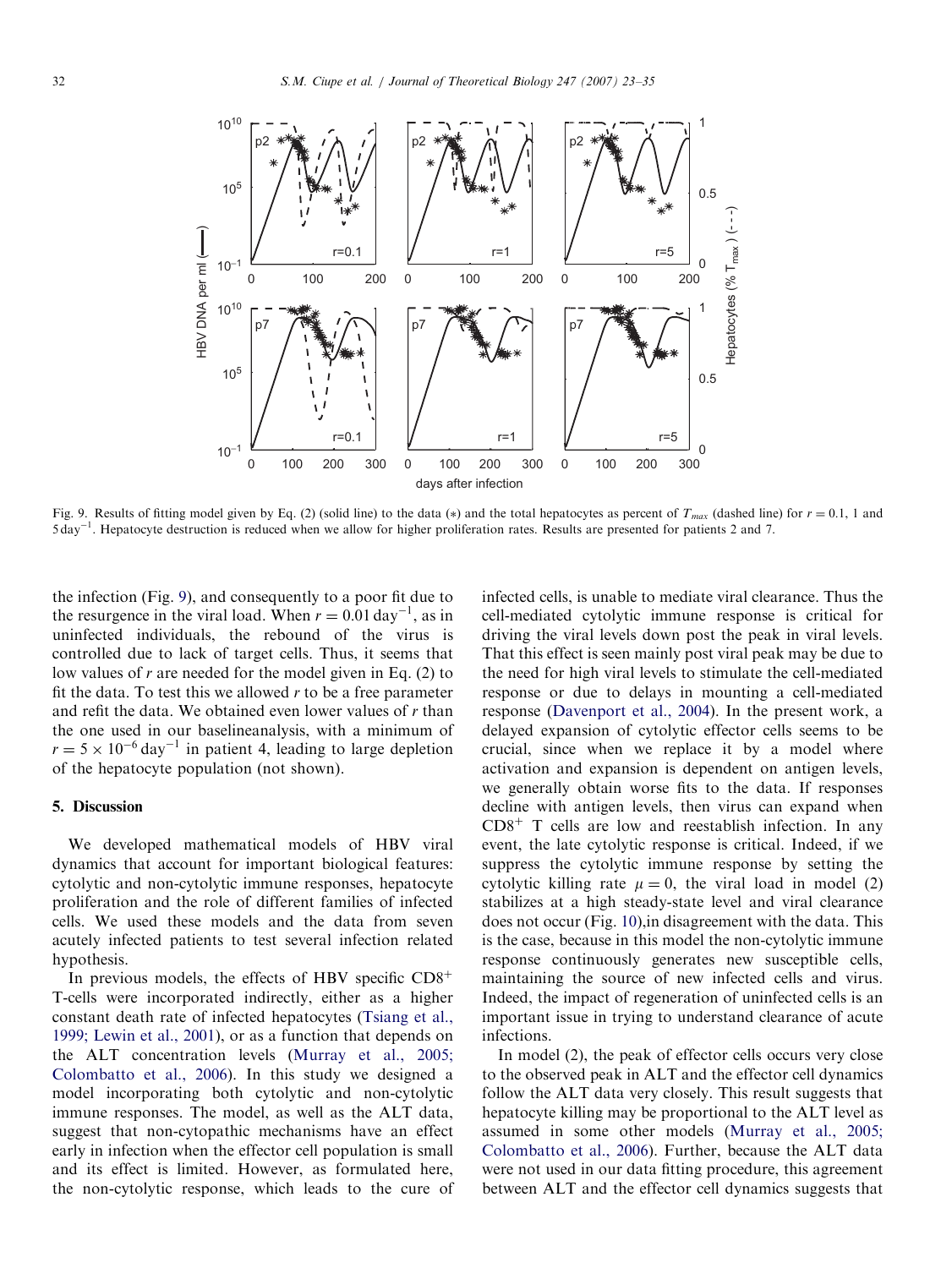Fig. 9. Results of fitting model given by Eq. (2) (solid line) to the data (∗) and the total hepatocytes as percent of $T_{max}$ (dashed line) for $r = 0.1$, 1 and $5\,\text{day}^{-1}$. Hepatocyte destruction is reduced when we allow for higher proliferation rates. Results are presented for patients 2 and 7.

the infection (Fig. 9), and consequently to a poor fit due to the resurgence in the viral load. When $r = 0.01\,\text{day}^{-1}$, as in uninfected individuals, the rebound of the virus is controlled due to lack of target cells. Thus, it seems that low values of $r$ are needed for the model given in Eq. (2) to fit the data. To test this we allowed $r$ to be a free parameter and refit the data. We obtained even lower values of $r$ than the one used in our baselineanalysis, with a minimum of $r = 5 \times 10^{-6}\,\text{day}^{-1}$ in patient 4, leading to large depletion of the hepatocyte population (not shown).

## 5. Discussion

We developed mathematical models of HBV viral dynamics that account for important biological features: cytolytic and non-cytolytic immune responses, hepatocyte proliferation and the role of different families of infected cells. We used these models and the data from seven acutely infected patients to test several infection related hypothesis.

In previous models, the effects of HBV specific $CD8^+$ T-cells were incorporated indirectly, either as a higher constant death rate of infected hepatocytes (Tsiang et al., 1999; Lewin et al., 2001), or as a function that depends on the ALT concentration levels (Murray et al., 2005; Colombatto et al., 2006). In this study we designed a model incorporating both cytolytic and non-cytolytic immune responses. The model, as well as the ALT data, suggest that non-cytopathic mechanisms have an effect early in infection when the effector cell population is small and its effect is limited. However, as formulated here, the non-cytolytic response, which leads to the cure of infected cells, is unable to mediate viral clearance. Thus the cell-mediated cytolytic immune response is critical for driving the viral levels down post the peak in viral levels. That this effect is seen mainly post viral peak may be due to the need for high viral levels to stimulate the cell-mediated response or due to delays in mounting a cell-mediated response (Davenport et al., 2004). In the present work, a delayed expansion of cytolytic effector cells seems to be crucial, since when we replace it by a model where activation and expansion is dependent on antigen levels, we generally obtain worse fits to the data. If responses decline with antigen levels, then virus can expand when $CD8^+$ T cells are low and reestablish infection. In any event, the late cytolytic response is critical. Indeed, if we suppress the cytolytic immune response by setting the cytolytic killing rate $\mu = 0$, the viral load in model (2) stabilizes at a high steady-state level and viral clearance does not occur (Fig. 10),in disagreement with the data. This is the case, because in this model the non-cytolytic immune response continuously generates new susceptible cells, maintaining the source of new infected cells and virus. Indeed, the impact of regeneration of uninfected cells is an important issue in trying to understand clearance of acute infections.

In model (2), the peak of effector cells occurs very close to the observed peak in ALT and the effector cell dynamics follow the ALT data very closely. This result suggests that hepatocyte killing may be proportional to the ALT level as assumed in some other models (Murray et al., 2005; Colombatto et al., 2006). Further, because the ALT data were not used in our data fitting procedure, this agreement between ALT and the effector cell dynamics suggests that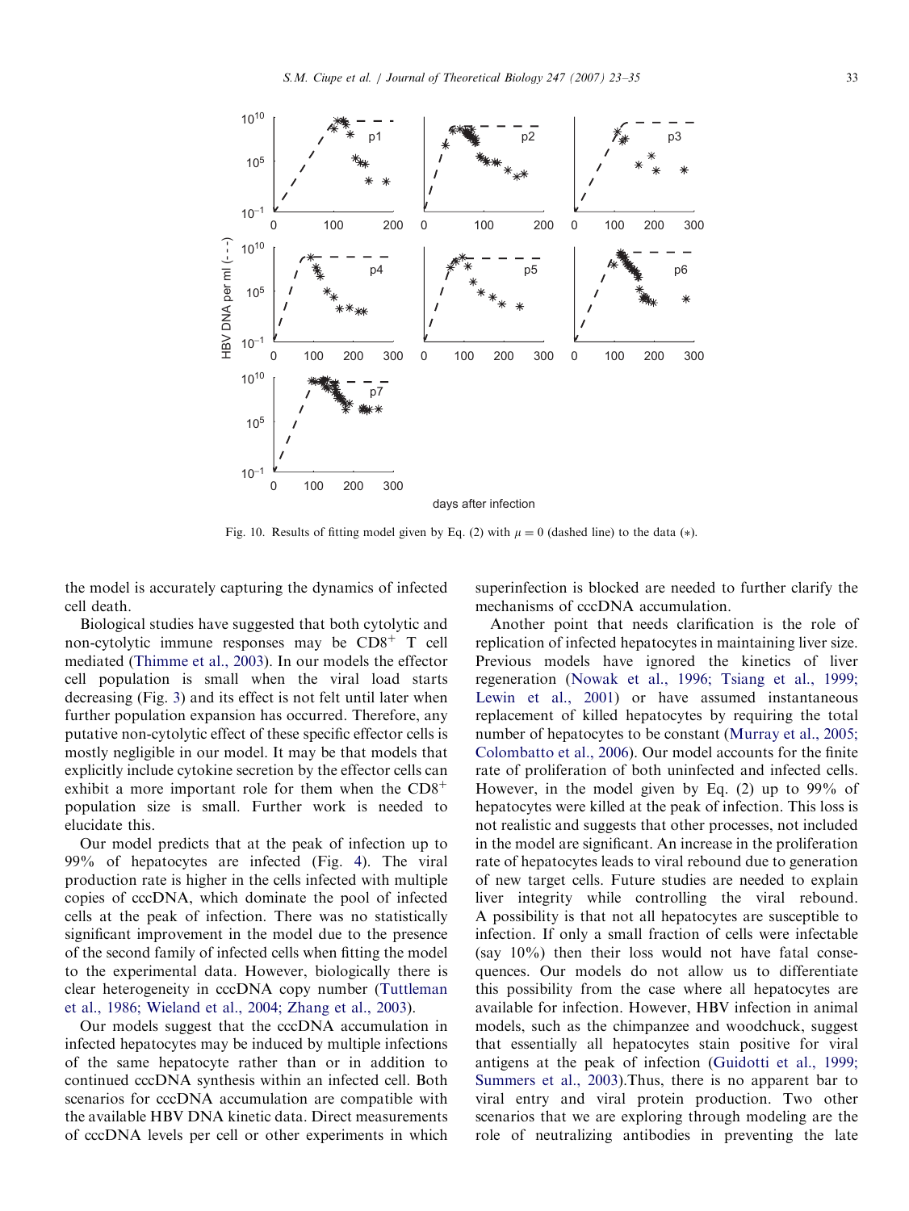Fig. 10. Results of fitting model given by Eq. (2) with $\mu = 0$ (dashed line) to the data (∗).

the model is accurately capturing the dynamics of infected cell death.

Biological studies have suggested that both cytolytic and non-cytolytic immune responses may be $CD8^+$ T cell mediated (Thimme et al., 2003). In our models the effector cell population is small when the viral load starts decreasing (Fig. 3) and its effect is not felt until later when further population expansion has occurred. Therefore, any putative non-cytolytic effect of these specific effector cells is mostly negligible in our model. It may be that models that explicitly include cytokine secretion by the effector cells can exhibit a more important role for them when the $CD8^+$ population size is small. Further work is needed to elucidate this.

Our model predicts that at the peak of infection up to 99% of hepatocytes are infected (Fig. 4). The viral production rate is higher in the cells infected with multiple copies of cccDNA, which dominate the pool of infected cells at the peak of infection. There was no statistically significant improvement in the model due to the presence of the second family of infected cells when fitting the model to the experimental data. However, biologically there is clear heterogeneity in cccDNA copy number (Tuttleman et al., 1986; Wieland et al., 2004; Zhang et al., 2003).

Our models suggest that the cccDNA accumulation in infected hepatocytes may be induced by multiple infections of the same hepatocyte rather than or in addition to continued cccDNA synthesis within an infected cell. Both scenarios for cccDNA accumulation are compatible with the available HBV DNA kinetic data. Direct measurements of cccDNA levels per cell or other experiments in which superinfection is blocked are needed to further clarify the mechanisms of cccDNA accumulation.

Another point that needs clarification is the role of replication of infected hepatocytes in maintaining liver size. Previous models have ignored the kinetics of liver regeneration (Nowak et al., 1996; Tsiang et al., 1999; Lewin et al., 2001) or have assumed instantaneous replacement of killed hepatocytes by requiring the total number of hepatocytes to be constant (Murray et al., 2005; Colombatto et al., 2006). Our model accounts for the finite rate of proliferation of both uninfected and infected cells. However, in the model given by Eq. (2) up to 99% of hepatocytes were killed at the peak of infection. This loss is not realistic and suggests that other processes, not included in the model are significant. An increase in the proliferation rate of hepatocytes leads to viral rebound due to generation of new target cells. Future studies are needed to explain liver integrity while controlling the viral rebound. A possibility is that not all hepatocytes are susceptible to infection. If only a small fraction of cells were infectable (say 10%) then their loss would not have fatal consequences. Our models do not allow us to differentiate this possibility from the case where all hepatocytes are available for infection. However, HBV infection in animal models, such as the chimpanzee and woodchuck, suggest that essentially all hepatocytes stain positive for viral antigens at the peak of infection (Guidotti et al., 1999; Summers et al., 2003).Thus, there is no apparent bar to viral entry and viral protein production. Two other scenarios that we are exploring through modeling are the role of neutralizing antibodies in preventing the late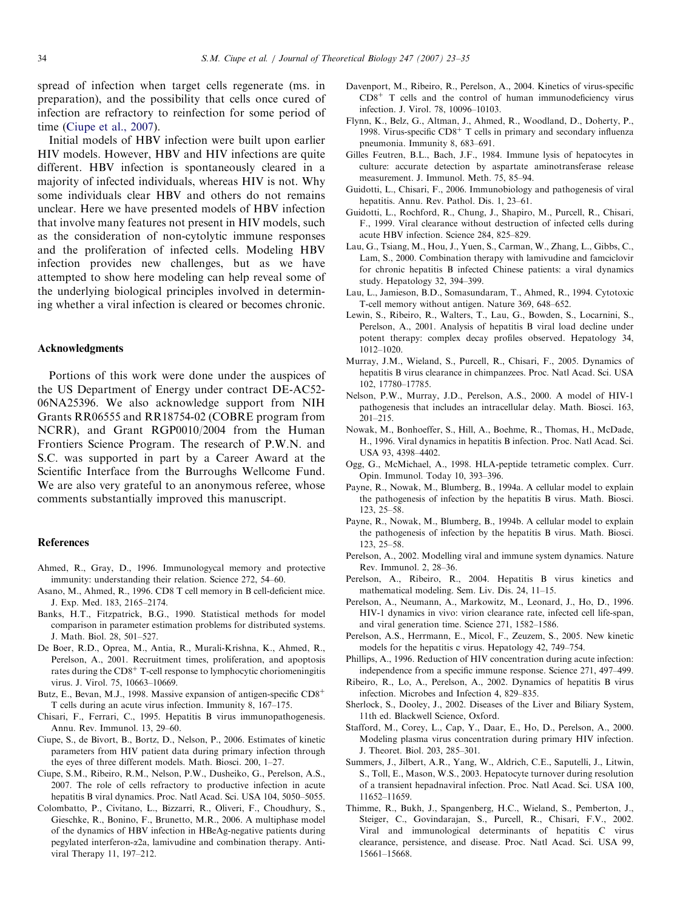spread of infection when target cells regenerate (ms. in preparation), and the possibility that cells once cured of infection are refractory to reinfection for some period of time (Ciupe et al., 2007).

Initial models of HBV infection were built upon earlier HIV models. However, HBV and HIV infections are quite different. HBV infection is spontaneously cleared in a majority of infected individuals, whereas HIV is not. Why some individuals clear HBV and others do not remains unclear. Here we have presented models of HBV infection that involve many features not present in HIV models, such as the consideration of non-cytolytic immune responses and the proliferation of infected cells. Modeling HBV infection provides new challenges, but as we have attempted to show here modeling can help reveal some of the underlying biological principles involved in determining whether a viral infection is cleared or becomes chronic.

## Acknowledgments

Portions of this work were done under the auspices of the US Department of Energy under contract DE-AC52-06NA25396. We also acknowledge support from NIH Grants RR06555 and RR18754-02 (COBRE program from NCRR), and Grant RGP0010/2004 from the Human Frontiers Science Program. The research of P.W.N. and S.C. was supported in part by a Career Award at the Scientific Interface from the Burroughs Wellcome Fund. We are also very grateful to an anonymous referee, whose comments substantially improved this manuscript.

## References

Ahmed, R., Gray, D., 1996. Immunologycal memory and protective immunity: understanding their relation. Science 272, 54–60.

Asano, M., Ahmed, R., 1996. CD8 T cell memory in B cell-deficient mice. J. Exp. Med. 183, 2165–2174.

Banks, H.T., Fitzpatrick, B.G., 1990. Statistical methods for model comparison in parameter estimation problems for distributed systems. J. Math. Biol. 28, 501–527.

De Boer, R.D., Oprea, M., Antia, R., Murali-Krishna, K., Ahmed, R., Perelson, A., 2001. Recruitment times, proliferation, and apoptosis rates during the $CD8^+$ T-cell response to lymphocytic choriomeningitis virus. J. Virol. 75, 10663–10669.

Butz, E., Bevan, M.J., 1998. Massive expansion of antigen-specific $CD8^+$ T cells during an acute virus infection. Immunity 8, 167–175.

Chisari, F., Ferrari, C., 1995. Hepatitis B virus immunopathogenesis. Annu. Rev. Immunol. 13, 29–60.

Ciupe, S., de Bivort, B., Bortz, D., Nelson, P., 2006. Estimates of kinetic parameters from HIV patient data during primary infection through the eyes of three different models. Math. Biosci. 200, 1–27.

Ciupe, S.M., Ribeiro, R.M., Nelson, P.W., Dusheiko, G., Perelson, A.S., 2007. The role of cells refractory to productive infection in acute hepatitis B viral dynamics. Proc. Natl Acad. Sci. USA 104, 5050–5055.

Colombatto, P., Civitano, L., Bizzarri, R., Oliveri, F., Choudhury, S., Gieschke, R., Bonino, F., Brunetto, M.R., 2006. A multiphase model of the dynamics of HBV infection in HBeAg-negative patients during pegylated interferon-α2a, lamivudine and combination therapy. Antiviral Therapy 11, 197–212.

Davenport, M., Ribeiro, R., Perelson, A., 2004. Kinetics of virus-specific $CD8^+$ T cells and the control of human immunodeficiency virus infection. J. Virol. 78, 10096–10103.

Flynn, K., Belz, G., Altman, J., Ahmed, R., Woodland, D., Doherty, P., 1998. Virus-specific $CD8^+$ T cells in primary and secondary influenza pneumonia. Immunity 8, 683–691.

Gilles Feutren, B.L., Bach, J.F., 1984. Immune lysis of hepatocytes in culture: accurate detection by aspartate aminotransferase release measurement. J. Immunol. Meth. 75, 85–94.

Guidotti, L., Chisari, F., 2006. Immunobiology and pathogenesis of viral hepatitis. Annu. Rev. Pathol. Dis. 1, 23–61.

Guidotti, L., Rochford, R., Chung, J., Shapiro, M., Purcell, R., Chisari, F., 1999. Viral clearance without destruction of infected cells during acute HBV infection. Science 284, 825–829.

Lau, G., Tsiang, M., Hou, J., Yuen, S., Carman, W., Zhang, L., Gibbs, C., Lam, S., 2000. Combination therapy with lamivudine and famciclovir for chronic hepatitis B infected Chinese patients: a viral dynamics study. Hepatology 32, 394–399.

Lau, L., Jamieson, B.D., Somasundaram, T., Ahmed, R., 1994. Cytotoxic T-cell memory without antigen. Nature 369, 648–652.

Lewin, S., Ribeiro, R., Walters, T., Lau, G., Bowden, S., Locarnini, S., Perelson, A., 2001. Analysis of hepatitis B viral load decline under potent therapy: complex decay profiles observed. Hepatology 34, 1012–1020.

Murray, J.M., Wieland, S., Purcell, R., Chisari, F., 2005. Dynamics of hepatitis B virus clearance in chimpanzees. Proc. Natl Acad. Sci. USA 102, 17780–17785.

Nelson, P.W., Murray, J.D., Perelson, A.S., 2000. A model of HIV-1 pathogenesis that includes an intracellular delay. Math. Biosci. 163, 201–215.

Nowak, M., Bonhoeffer, S., Hill, A., Boehme, R., Thomas, H., McDade, H., 1996. Viral dynamics in hepatitis B infection. Proc. Natl Acad. Sci. USA 93, 4398–4402.

Ogg, G., McMichael, A., 1998. HLA-peptide tetrametic complex. Curr. Opin. Immunol. Today 10, 393–396.

Payne, R., Nowak, M., Blumberg, B., 1994a. A cellular model to explain the pathogenesis of infection by the hepatitis B virus. Math. Biosci. 123, 25–58.

Payne, R., Nowak, M., Blumberg, B., 1994b. A cellular model to explain the pathogenesis of infection by the hepatitis B virus. Math. Biosci. 123, 25–58.

Perelson, A., 2002. Modelling viral and immune system dynamics. Nature Rev. Immunol. 2, 28–36.

Perelson, A., Ribeiro, R., 2004. Hepatitis B virus kinetics and mathematical modeling. Sem. Liv. Dis. 24, 11–15.

Perelson, A., Neumann, A., Markowitz, M., Leonard, J., Ho, D., 1996. HIV-1 dynamics in vivo: virion clearance rate, infected cell life-span, and viral generation time. Science 271, 1582–1586.

Perelson, A.S., Herrmann, E., Micol, F., Zeuzem, S., 2005. New kinetic models for the hepatitis c virus. Hepatology 42, 749–754.

Phillips, A., 1996. Reduction of HIV concentration during acute infection: independence from a specific immune response. Science 271, 497–499.

Ribeiro, R., Lo, A., Perelson, A., 2002. Dynamics of hepatitis B virus infection. Microbes and Infection 4, 829–835.

Sherlock, S., Dooley, J., 2002. Diseases of the Liver and Biliary System, 11th ed. Blackwell Science, Oxford.

Stafford, M., Corey, L., Cap, Y., Daar, E., Ho, D., Perelson, A., 2000. Modeling plasma virus concentration during primary HIV infection. J. Theoret. Biol. 203, 285–301.

Summers, J., Jilbert, A.R., Yang, W., Aldrich, C.E., Saputelli, J., Litwin, S., Toll, E., Mason, W.S., 2003. Hepatocyte turnover during resolution of a transient hepadnaviral infection. Proc. Natl Acad. Sci. USA 100, 11652–11659.

Thimme, R., Bukh, J., Spangenberg, H.C., Wieland, S., Pemberton, J., Steiger, C., Govindarajan, S., Purcell, R., Chisari, F.V., 2002. Viral and immunological determinants of hepatitis C virus clearance, persistence, and disease. Proc. Natl Acad. Sci. USA 99, 15661–15668.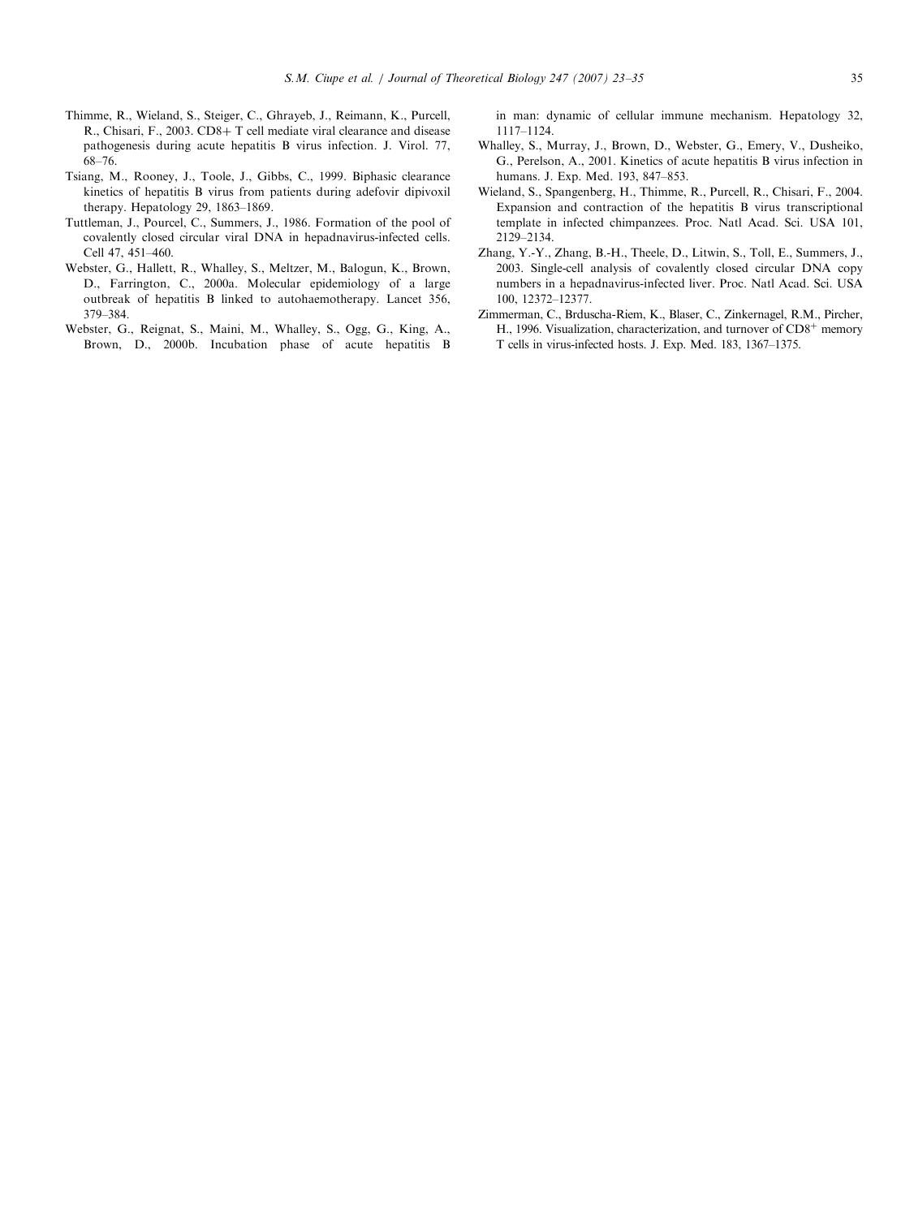Thimme, R., Wieland, S., Steiger, C., Ghrayeb, J., Reimann, K., Purcell, R., Chisari, F., 2003. CD8+ T cell mediate viral clearance and disease pathogenesis during acute hepatitis B virus infection. J. Virol. 77, 68–76.

Tsiang, M., Rooney, J., Toole, J., Gibbs, C., 1999. Biphasic clearance kinetics of hepatitis B virus from patients during adefovir dipivoxil therapy. Hepatology 29, 1863–1869.

Tuttleman, J., Pourcel, C., Summers, J., 1986. Formation of the pool of covalently closed circular viral DNA in hepadnavirus-infected cells. Cell 47, 451–460.

Webster, G., Hallett, R., Whalley, S., Meltzer, M., Balogun, K., Brown, D., Farrington, C., 2000a. Molecular epidemiology of a large outbreak of hepatitis B linked to autohaemotherapy. Lancet 356, 379–384.

Webster, G., Reignat, S., Maini, M., Whalley, S., Ogg, G., King, A., Brown, D., 2000b. Incubation phase of acute hepatitis B in man: dynamic of cellular immune mechanism. Hepatology 32, 1117–1124.

Whalley, S., Murray, J., Brown, D., Webster, G., Emery, V., Dusheiko, G., Perelson, A., 2001. Kinetics of acute hepatitis B virus infection in humans. J. Exp. Med. 193, 847–853.

Wieland, S., Spangenberg, H., Thimme, R., Purcell, R., Chisari, F., 2004. Expansion and contraction of the hepatitis B virus transcriptional template in infected chimpanzees. Proc. Natl Acad. Sci. USA 101, 2129–2134.

Zhang, Y.-Y., Zhang, B.-H., Theele, D., Litwin, S., Toll, E., Summers, J., 2003. Single-cell analysis of covalently closed circular DNA copy numbers in a hepadnavirus-infected liver. Proc. Natl Acad. Sci. USA 100, 12372–12377.

Zimmerman, C., Brduscha-Riem, K., Blaser, C., Zinkernagel, R.M., Pircher, H., 1996. Visualization, characterization, and turnover of $CD8^+$ memory T cells in virus-infected hosts. J. Exp. Med. 183, 1367–1375.